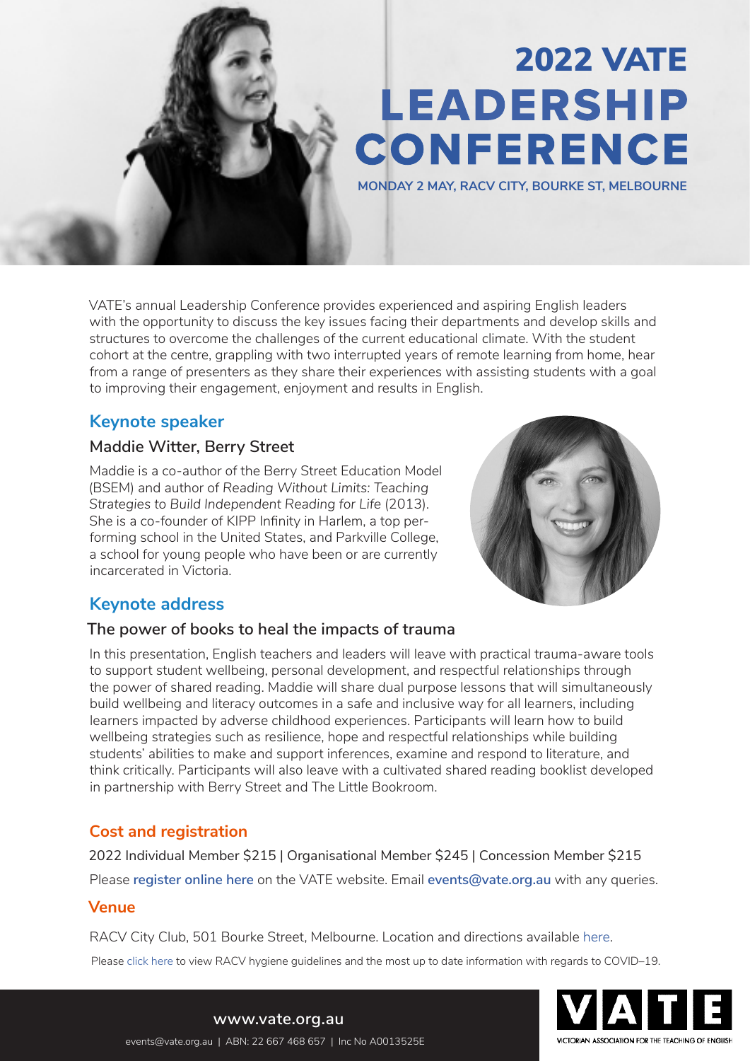# 2022 VATE LEADERSHIP CONFERENCE

**MONDAY 2 MAY, RACV CITY, BOURKE ST, MELBOURNE**

VATE's annual Leadership Conference provides experienced and aspiring English leaders with the opportunity to discuss the key issues facing their departments and develop skills and structures to overcome the challenges of the current educational climate. With the student cohort at the centre, grappling with two interrupted years of remote learning from home, hear from a range of presenters as they share their experiences with assisting students with a goal to improving their engagement, enjoyment and results in English.

## Keynote speaker

### Maddie Witter, Berry Street

Maddie is a co-author of the Berry Street Education Model (BSEM) and author of *Reading Without Limits: Teaching Strategies to Build Independent Reading for Life* (2013). She is a co-founder of KIPP Infinity in Harlem, a top performing school in the United States, and Parkville College, a school for young people who have been or are currently incarcerated in Victoria.

## Keynote address

### The power of books to heal the impacts of trauma

In this presentation, English teachers and leaders will leave with practical trauma-aware tools to support student wellbeing, personal development, and respectful relationships through the power of shared reading. Maddie will share dual purpose lessons that will simultaneously build wellbeing and literacy outcomes in a safe and inclusive way for all learners, including learners impacted by adverse childhood experiences. Participants will learn how to build wellbeing strategies such as resilience, hope and respectful relationships while building students' abilities to make and support inferences, examine and respond to literature, and think critically. Participants will also leave with a cultivated shared reading booklist developed in partnership with Berry Street and The Little Bookroom.

## Cost and registration

2022 Individual Member $215 | Organisational Member $245 | Concession Member $215

Please **register online here** on the VATE website. Email **events@vate.org.au** with any queries.

## Venue

RACV City Club, 501 Bourke Street, Melbourne. Location and directions available here.

Please click here to view RACV hygiene guidelines and the most up to date information with regards to COVID–19.

www.vate.org.au

events@vate.org.au | ABN: 22 667 468 657 | Inc No A0013525E

VATE — VICTORIAN ASSOCIATION FOR THE TEACHING OF ENGLISH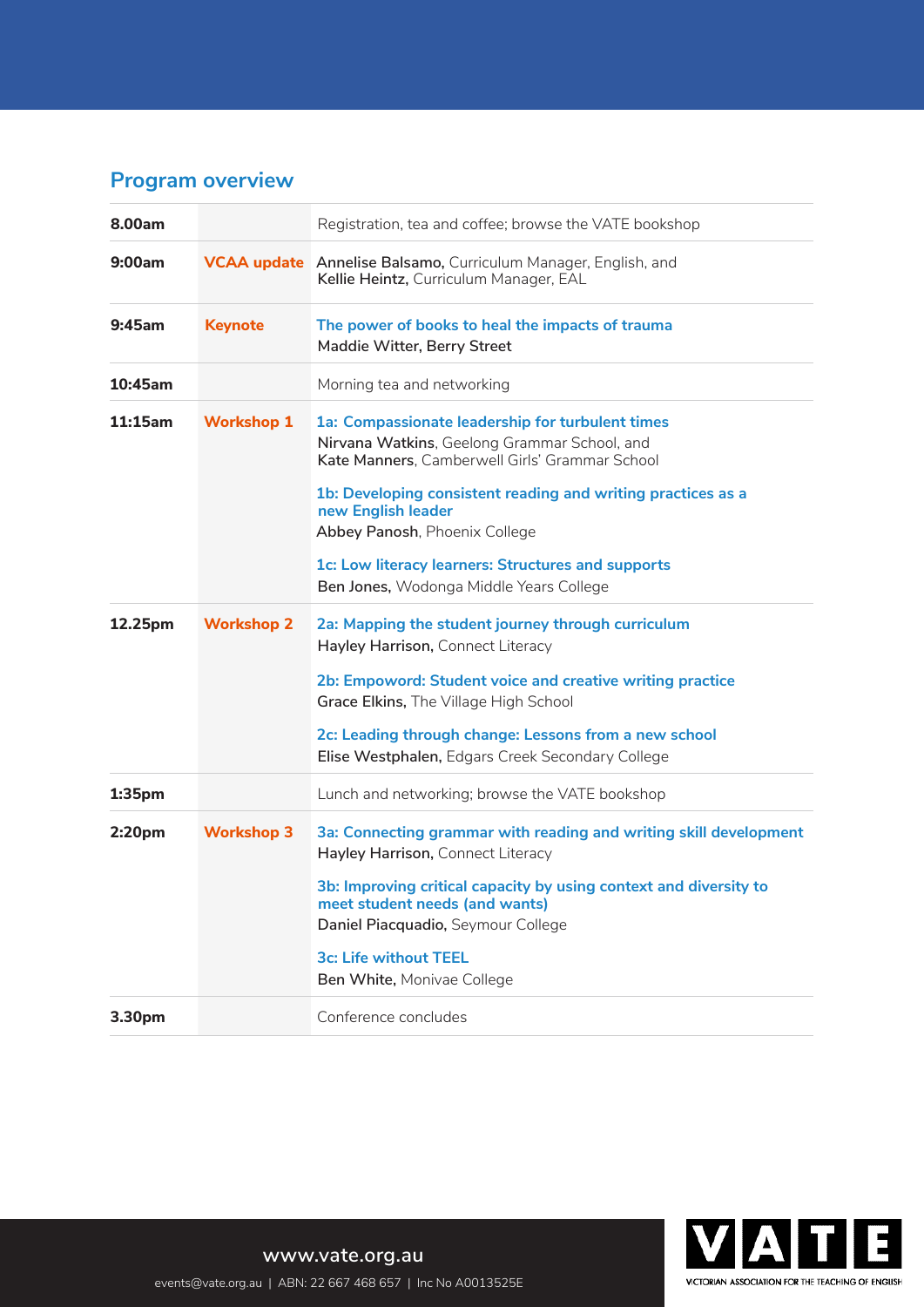## Program overview

| | | |
|---|---|---|
| **8.00am** | | Registration, tea and coffee; browse the VATE bookshop |
| **9:00am** | **VCAA update** | Annelise Balsamo, Curriculum Manager, English, and Kellie Heintz, Curriculum Manager, EAL |
| **9:45am** | **Keynote** | **The power of books to heal the impacts of trauma**<br>Maddie Witter, Berry Street |
| **10:45am** | | Morning tea and networking |
| **11:15am** | **Workshop 1** | **1a: Compassionate leadership for turbulent times**<br>Nirvana Watkins, Geelong Grammar School, and Kate Manners, Camberwell Girls' Grammar School<br><br>**1b: Developing consistent reading and writing practices as a new English leader**<br>Abbey Panosh, Phoenix College<br><br>**1c: Low literacy learners: Structures and supports**<br>Ben Jones, Wodonga Middle Years College |
| **12.25pm** | **Workshop 2** | **2a: Mapping the student journey through curriculum**<br>Hayley Harrison, Connect Literacy<br><br>**2b: Empoword: Student voice and creative writing practice**<br>Grace Elkins, The Village High School<br><br>**2c: Leading through change: Lessons from a new school**<br>Elise Westphalen, Edgars Creek Secondary College |
| **1:35pm** | | Lunch and networking; browse the VATE bookshop |
| **2:20pm** | **Workshop 3** | **3a: Connecting grammar with reading and writing skill development**<br>Hayley Harrison, Connect Literacy<br><br>**3b: Improving critical capacity by using context and diversity to meet student needs (and wants)**<br>Daniel Piacquadio, Seymour College<br><br>**3c: Life without TEEL**<br>Ben White, Monivae College |
| **3.30pm** | | Conference concludes |

www.vate.org.au

events@vate.org.au | ABN: 22 667 468 657 | Inc No A0013525E

VATE
VICTORIAN ASSOCIATION FOR THE TEACHING OF ENGLISH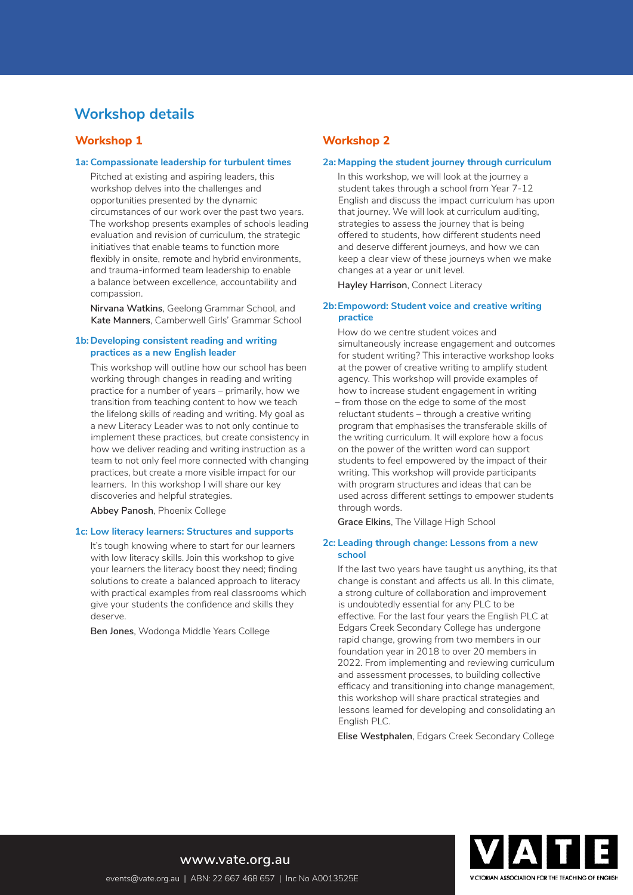# Workshop details

## Workshop 1

### 1a: Compassionate leadership for turbulent times

Pitched at existing and aspiring leaders, this workshop delves into the challenges and opportunities presented by the dynamic circumstances of our work over the past two years. The workshop presents examples of schools leading evaluation and revision of curriculum, the strategic initiatives that enable teams to function more flexibly in onsite, remote and hybrid environments, and trauma-informed team leadership to enable a balance between excellence, accountability and compassion.

Nirvana Watkins, Geelong Grammar School, and Kate Manners, Camberwell Girls' Grammar School

### 1b: Developing consistent reading and writing practices as a new English leader

This workshop will outline how our school has been working through changes in reading and writing practice for a number of years – primarily, how we transition from teaching content to how we teach the lifelong skills of reading and writing. My goal as a new Literacy Leader was to not only continue to implement these practices, but create consistency in how we deliver reading and writing instruction as a team to not only feel more connected with changing practices, but create a more visible impact for our learners. In this workshop I will share our key discoveries and helpful strategies.

Abbey Panosh, Phoenix College

### 1c: Low literacy learners: Structures and supports

It's tough knowing where to start for our learners with low literacy skills. Join this workshop to give your learners the literacy boost they need; finding solutions to create a balanced approach to literacy with practical examples from real classrooms which give your students the confidence and skills they deserve.

Ben Jones, Wodonga Middle Years College

## Workshop 2

### 2a: Mapping the student journey through curriculum

In this workshop, we will look at the journey a student takes through a school from Year 7-12 English and discuss the impact curriculum has upon that journey. We will look at curriculum auditing, strategies to assess the journey that is being offered to students, how different students need and deserve different journeys, and how we can keep a clear view of these journeys when we make changes at a year or unit level.

Hayley Harrison, Connect Literacy

### 2b: Empoword: Student voice and creative writing practice

How do we centre student voices and simultaneously increase engagement and outcomes for student writing? This interactive workshop looks at the power of creative writing to amplify student agency. This workshop will provide examples of how to increase student engagement in writing – from those on the edge to some of the most reluctant students – through a creative writing program that emphasises the transferable skills of the writing curriculum. It will explore how a focus on the power of the written word can support students to feel empowered by the impact of their writing. This workshop will provide participants with program structures and ideas that can be used across different settings to empower students through words.

Grace Elkins, The Village High School

### 2c: Leading through change: Lessons from a new school

If the last two years have taught us anything, its that change is constant and affects us all. In this climate, a strong culture of collaboration and improvement is undoubtedly essential for any PLC to be effective. For the last four years the English PLC at Edgars Creek Secondary College has undergone rapid change, growing from two members in our foundation year in 2018 to over 20 members in 2022. From implementing and reviewing curriculum and assessment processes, to building collective efficacy and transitioning into change management, this workshop will share practical strategies and lessons learned for developing and consolidating an English PLC.

Elise Westphalen, Edgars Creek Secondary College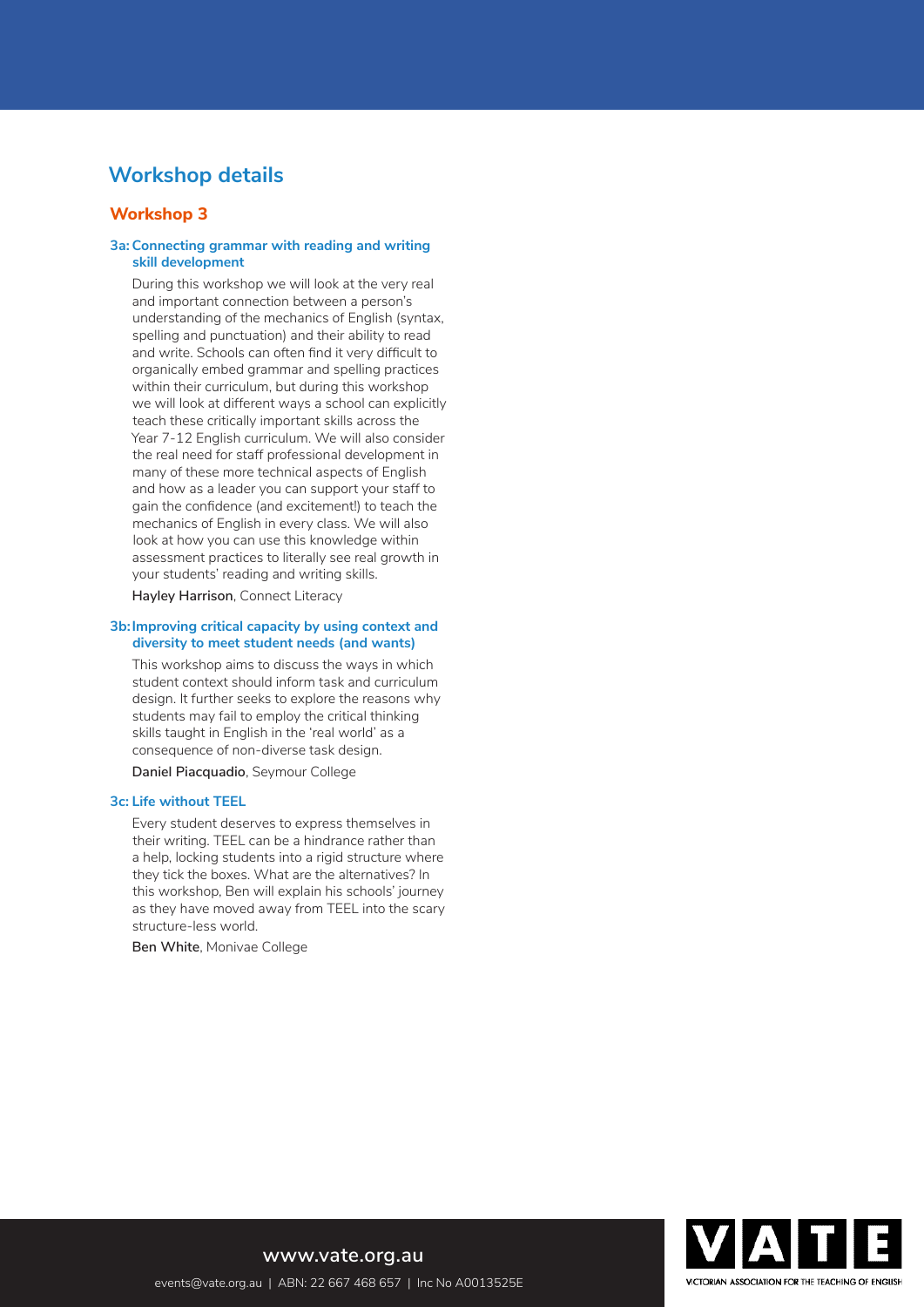## Workshop details

### Workshop 3

#### 3a: Connecting grammar with reading and writing skill development

During this workshop we will look at the very real and important connection between a person's understanding of the mechanics of English (syntax, spelling and punctuation) and their ability to read and write. Schools can often find it very difficult to organically embed grammar and spelling practices within their curriculum, but during this workshop we will look at different ways a school can explicitly teach these critically important skills across the Year 7-12 English curriculum. We will also consider the real need for staff professional development in many of these more technical aspects of English and how as a leader you can support your staff to gain the confidence (and excitement!) to teach the mechanics of English in every class. We will also look at how you can use this knowledge within assessment practices to literally see real growth in your students' reading and writing skills.

**Hayley Harrison**, Connect Literacy

#### 3b: Improving critical capacity by using context and diversity to meet student needs (and wants)

This workshop aims to discuss the ways in which student context should inform task and curriculum design. It further seeks to explore the reasons why students may fail to employ the critical thinking skills taught in English in the 'real world' as a consequence of non-diverse task design.

**Daniel Piacquadio**, Seymour College

#### 3c: Life without TEEL

Every student deserves to express themselves in their writing. TEEL can be a hindrance rather than a help, locking students into a rigid structure where they tick the boxes. What are the alternatives? In this workshop, Ben will explain his schools' journey as they have moved away from TEEL into the scary structure-less world.

**Ben White**, Monivae College

www.vate.org.au

events@vate.org.au | ABN: 22 667 468 657 | Inc No A0013525E

VATE — VICTORIAN ASSOCIATION FOR THE TEACHING OF ENGLISH